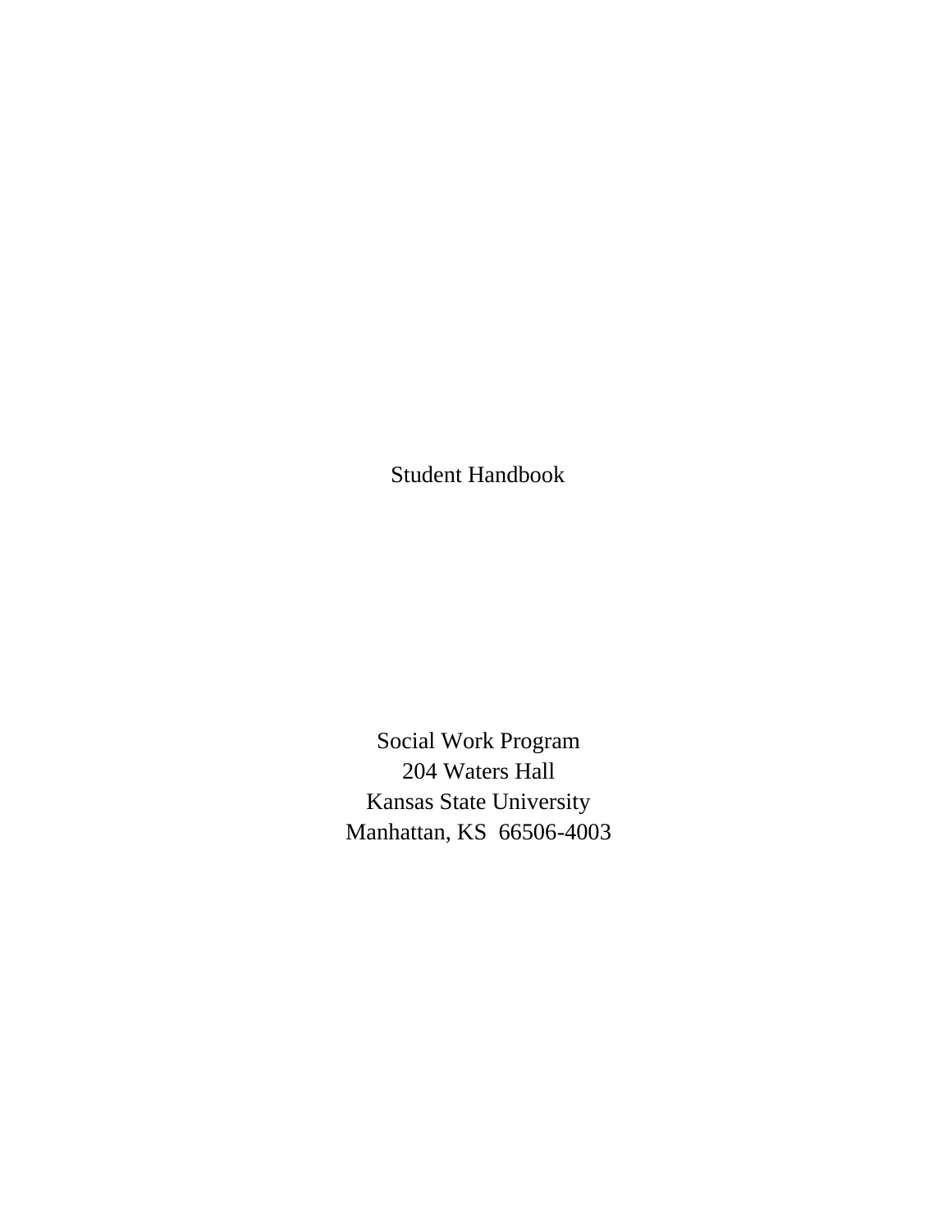# Student Handbook

Social Work Program
204 Waters Hall
Kansas State University
Manhattan, KS 66506-4003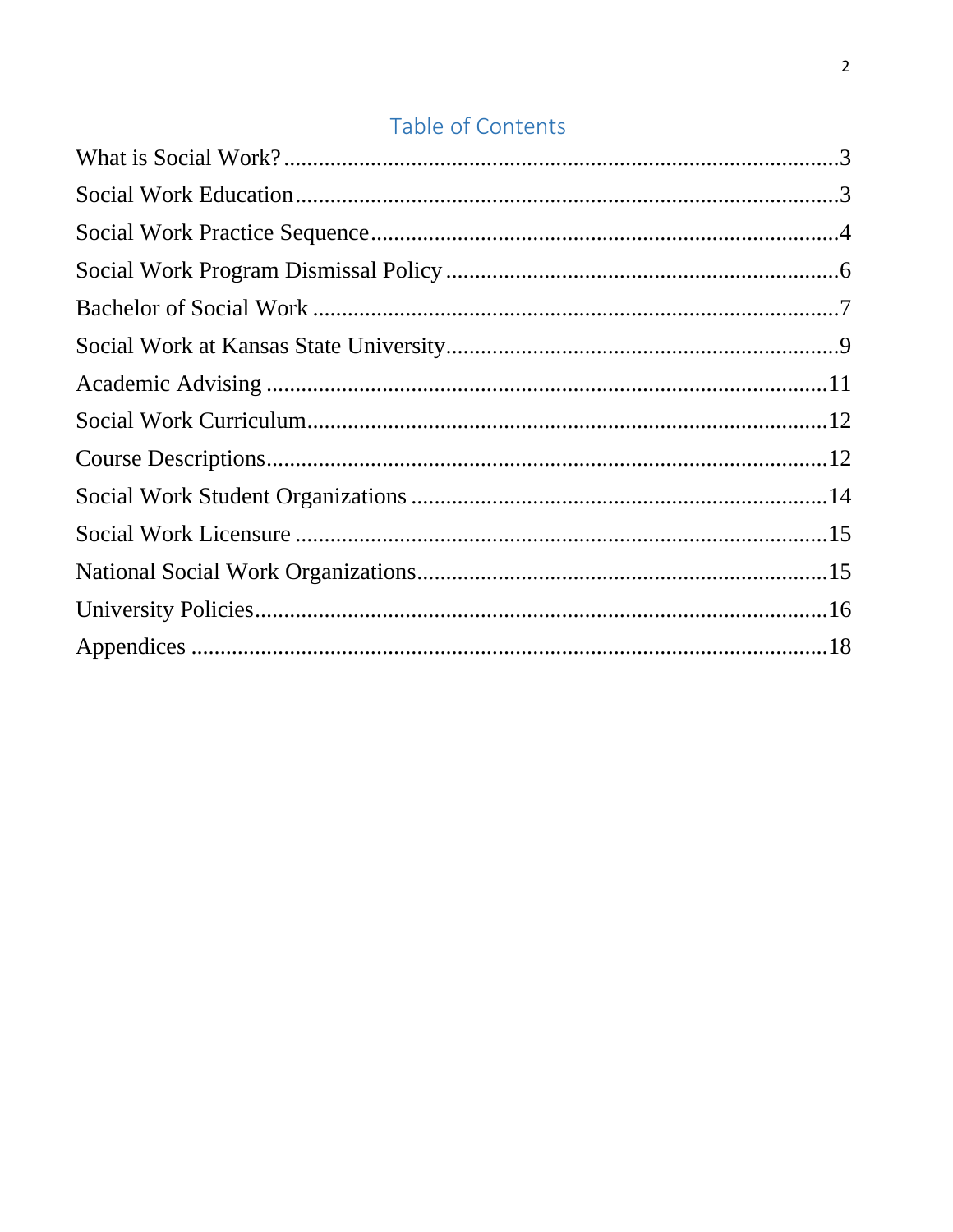# Table of Contents

What is Social Work?..........3

Social Work Education..........3

Social Work Practice Sequence..........4

Social Work Program Dismissal Policy..........6

Bachelor of Social Work..........7

Social Work at Kansas State University..........9

Academic Advising..........11

Social Work Curriculum..........12

Course Descriptions..........12

Social Work Student Organizations..........14

Social Work Licensure..........15

National Social Work Organizations..........15

University Policies..........16

Appendices..........18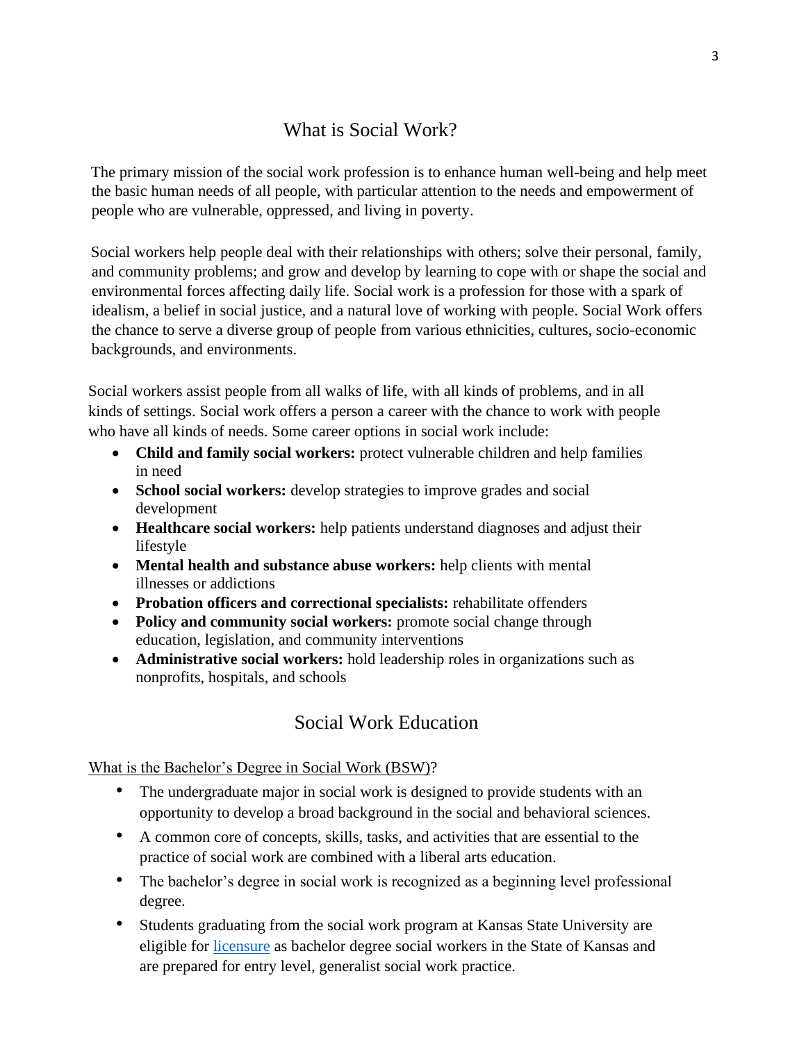# What is Social Work?

The primary mission of the social work profession is to enhance human well-being and help meet the basic human needs of all people, with particular attention to the needs and empowerment of people who are vulnerable, oppressed, and living in poverty.

Social workers help people deal with their relationships with others; solve their personal, family, and community problems; and grow and develop by learning to cope with or shape the social and environmental forces affecting daily life. Social work is a profession for those with a spark of idealism, a belief in social justice, and a natural love of working with people. Social Work offers the chance to serve a diverse group of people from various ethnicities, cultures, socio-economic backgrounds, and environments.

Social workers assist people from all walks of life, with all kinds of problems, and in all kinds of settings. Social work offers a person a career with the chance to work with people who have all kinds of needs. Some career options in social work include:

- **Child and family social workers:** protect vulnerable children and help families in need
- **School social workers:** develop strategies to improve grades and social development
- **Healthcare social workers:** help patients understand diagnoses and adjust their lifestyle
- **Mental health and substance abuse workers:** help clients with mental illnesses or addictions
- **Probation officers and correctional specialists:** rehabilitate offenders
- **Policy and community social workers:** promote social change through education, legislation, and community interventions
- **Administrative social workers:** hold leadership roles in organizations such as nonprofits, hospitals, and schools

# Social Work Education

<u>What is the Bachelor's Degree in Social Work (BSW)</u>?

- The undergraduate major in social work is designed to provide students with an opportunity to develop a broad background in the social and behavioral sciences.
- A common core of concepts, skills, tasks, and activities that are essential to the practice of social work are combined with a liberal arts education.
- The bachelor's degree in social work is recognized as a beginning level professional degree.
- Students graduating from the social work program at Kansas State University are eligible for licensure as bachelor degree social workers in the State of Kansas and are prepared for entry level, generalist social work practice.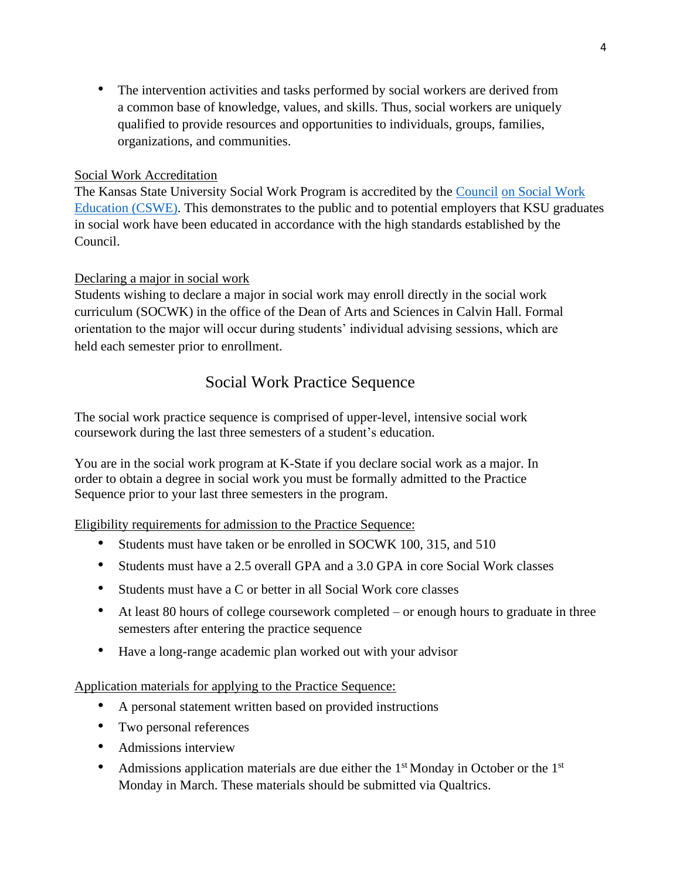- The intervention activities and tasks performed by social workers are derived from a common base of knowledge, values, and skills. Thus, social workers are uniquely qualified to provide resources and opportunities to individuals, groups, families, organizations, and communities.

Social Work Accreditation

The Kansas State University Social Work Program is accredited by the Council on Social Work Education (CSWE). This demonstrates to the public and to potential employers that KSU graduates in social work have been educated in accordance with the high standards established by the Council.

Declaring a major in social work

Students wishing to declare a major in social work may enroll directly in the social work curriculum (SOCWK) in the office of the Dean of Arts and Sciences in Calvin Hall. Formal orientation to the major will occur during students' individual advising sessions, which are held each semester prior to enrollment.

## Social Work Practice Sequence

The social work practice sequence is comprised of upper-level, intensive social work coursework during the last three semesters of a student's education.

You are in the social work program at K-State if you declare social work as a major. In order to obtain a degree in social work you must be formally admitted to the Practice Sequence prior to your last three semesters in the program.

Eligibility requirements for admission to the Practice Sequence:

- Students must have taken or be enrolled in SOCWK 100, 315, and 510
- Students must have a 2.5 overall GPA and a 3.0 GPA in core Social Work classes
- Students must have a C or better in all Social Work core classes
- At least 80 hours of college coursework completed – or enough hours to graduate in three semesters after entering the practice sequence
- Have a long-range academic plan worked out with your advisor

Application materials for applying to the Practice Sequence:

- A personal statement written based on provided instructions
- Two personal references
- Admissions interview
- Admissions application materials are due either the 1st Monday in October or the 1st Monday in March. These materials should be submitted via Qualtrics.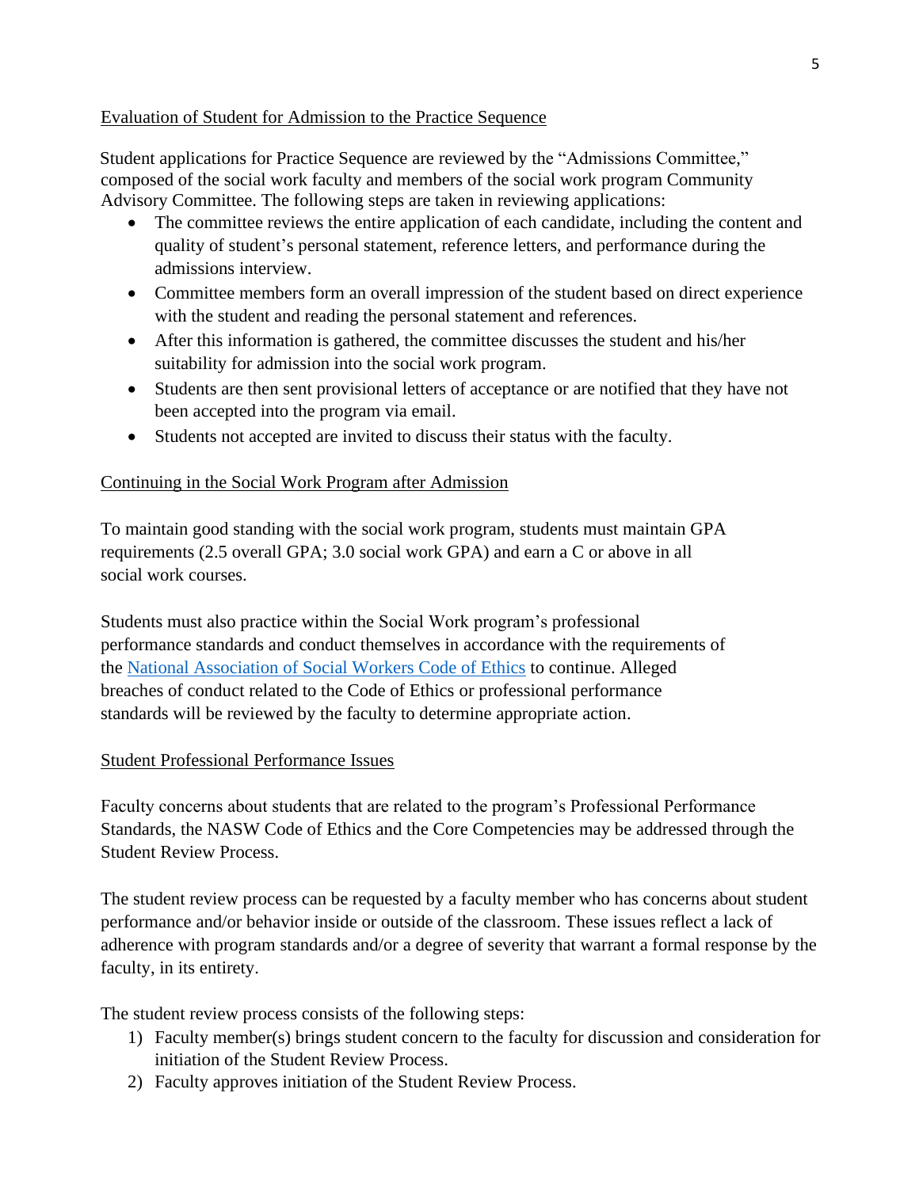## Evaluation of Student for Admission to the Practice Sequence

Student applications for Practice Sequence are reviewed by the "Admissions Committee," composed of the social work faculty and members of the social work program Community Advisory Committee. The following steps are taken in reviewing applications:

- The committee reviews the entire application of each candidate, including the content and quality of student's personal statement, reference letters, and performance during the admissions interview.
- Committee members form an overall impression of the student based on direct experience with the student and reading the personal statement and references.
- After this information is gathered, the committee discusses the student and his/her suitability for admission into the social work program.
- Students are then sent provisional letters of acceptance or are notified that they have not been accepted into the program via email.
- Students not accepted are invited to discuss their status with the faculty.

## Continuing in the Social Work Program after Admission

To maintain good standing with the social work program, students must maintain GPA requirements (2.5 overall GPA; 3.0 social work GPA) and earn a C or above in all social work courses.

Students must also practice within the Social Work program's professional performance standards and conduct themselves in accordance with the requirements of the National Association of Social Workers Code of Ethics to continue. Alleged breaches of conduct related to the Code of Ethics or professional performance standards will be reviewed by the faculty to determine appropriate action.

## Student Professional Performance Issues

Faculty concerns about students that are related to the program's Professional Performance Standards, the NASW Code of Ethics and the Core Competencies may be addressed through the Student Review Process.

The student review process can be requested by a faculty member who has concerns about student performance and/or behavior inside or outside of the classroom. These issues reflect a lack of adherence with program standards and/or a degree of severity that warrant a formal response by the faculty, in its entirety.

The student review process consists of the following steps:

1) Faculty member(s) brings student concern to the faculty for discussion and consideration for initiation of the Student Review Process.
2) Faculty approves initiation of the Student Review Process.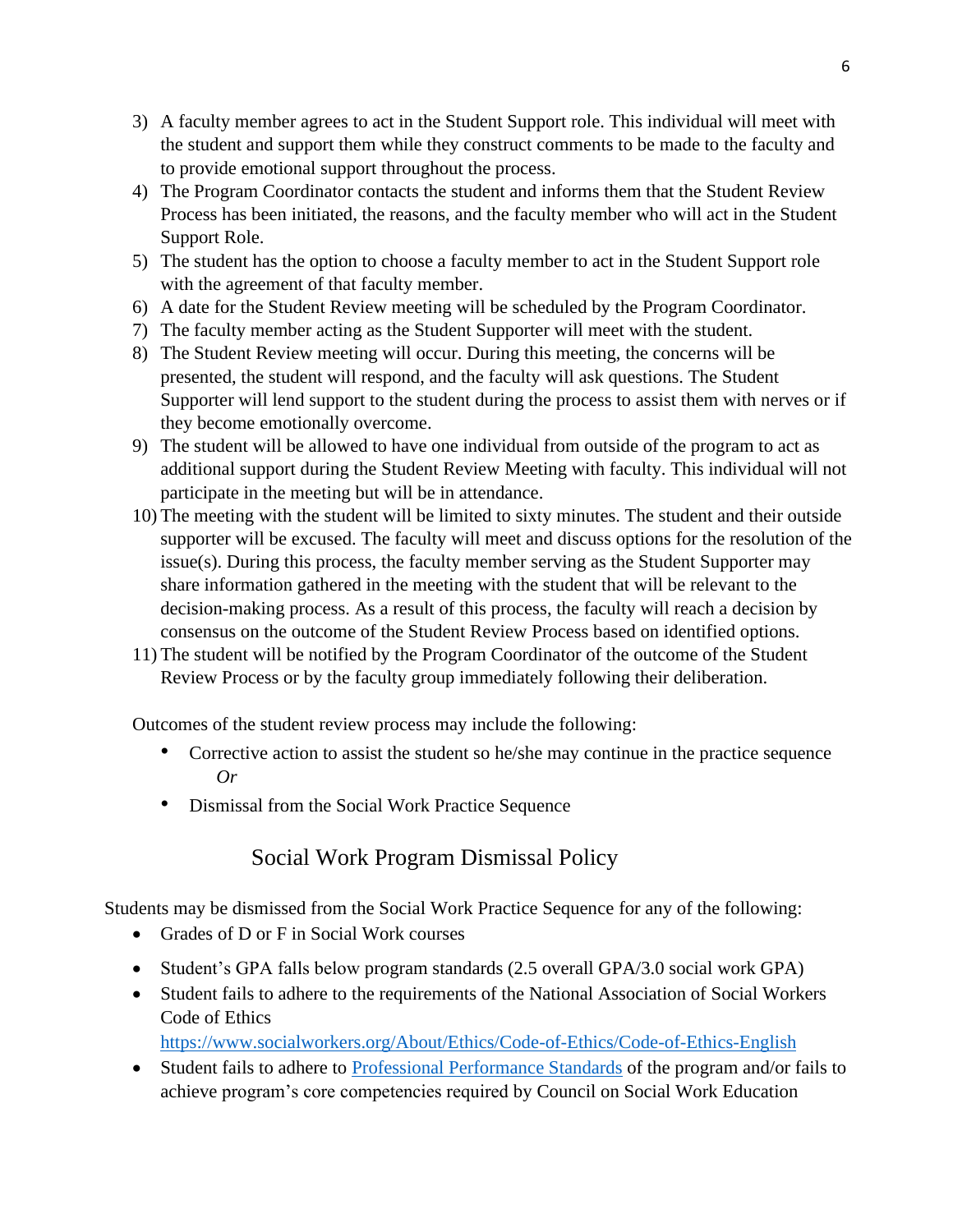3) A faculty member agrees to act in the Student Support role. This individual will meet with the student and support them while they construct comments to be made to the faculty and to provide emotional support throughout the process.
4) The Program Coordinator contacts the student and informs them that the Student Review Process has been initiated, the reasons, and the faculty member who will act in the Student Support Role.
5) The student has the option to choose a faculty member to act in the Student Support role with the agreement of that faculty member.
6) A date for the Student Review meeting will be scheduled by the Program Coordinator.
7) The faculty member acting as the Student Supporter will meet with the student.
8) The Student Review meeting will occur. During this meeting, the concerns will be presented, the student will respond, and the faculty will ask questions. The Student Supporter will lend support to the student during the process to assist them with nerves or if they become emotionally overcome.
9) The student will be allowed to have one individual from outside of the program to act as additional support during the Student Review Meeting with faculty. This individual will not participate in the meeting but will be in attendance.
10) The meeting with the student will be limited to sixty minutes. The student and their outside supporter will be excused. The faculty will meet and discuss options for the resolution of the issue(s). During this process, the faculty member serving as the Student Supporter may share information gathered in the meeting with the student that will be relevant to the decision-making process. As a result of this process, the faculty will reach a decision by consensus on the outcome of the Student Review Process based on identified options.
11) The student will be notified by the Program Coordinator of the outcome of the Student Review Process or by the faculty group immediately following their deliberation.

Outcomes of the student review process may include the following:

- Corrective action to assist the student so he/she may continue in the practice sequence *Or*
- Dismissal from the Social Work Practice Sequence

## Social Work Program Dismissal Policy

Students may be dismissed from the Social Work Practice Sequence for any of the following:

- Grades of D or F in Social Work courses
- Student's GPA falls below program standards (2.5 overall GPA/3.0 social work GPA)
- Student fails to adhere to the requirements of the National Association of Social Workers Code of Ethics https://www.socialworkers.org/About/Ethics/Code-of-Ethics/Code-of-Ethics-English
- Student fails to adhere to Professional Performance Standards of the program and/or fails to achieve program's core competencies required by Council on Social Work Education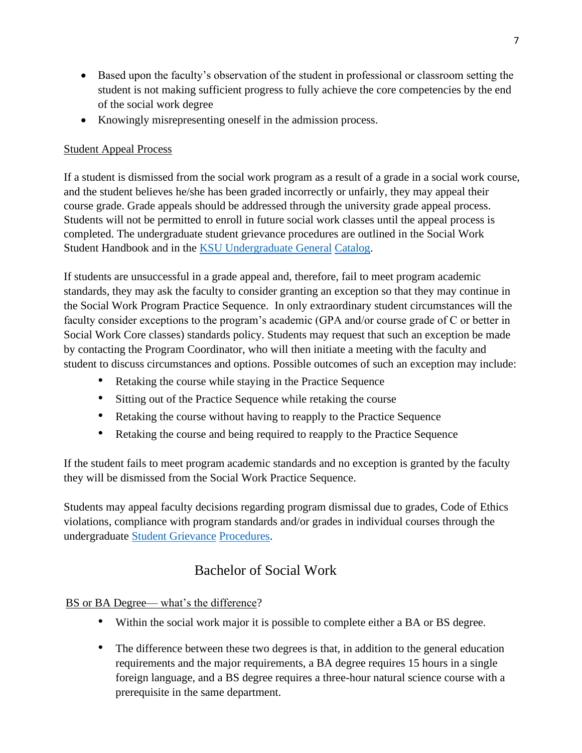- Based upon the faculty's observation of the student in professional or classroom setting the student is not making sufficient progress to fully achieve the core competencies by the end of the social work degree
- Knowingly misrepresenting oneself in the admission process.

<u>Student Appeal Process</u>

If a student is dismissed from the social work program as a result of a grade in a social work course, and the student believes he/she has been graded incorrectly or unfairly, they may appeal their course grade. Grade appeals should be addressed through the university grade appeal process. Students will not be permitted to enroll in future social work classes until the appeal process is completed. The undergraduate student grievance procedures are outlined in the Social Work Student Handbook and in the [KSU Undergraduate General Catalog]().

If students are unsuccessful in a grade appeal and, therefore, fail to meet program academic standards, they may ask the faculty to consider granting an exception so that they may continue in the Social Work Program Practice Sequence. In only extraordinary student circumstances will the faculty consider exceptions to the program's academic (GPA and/or course grade of C or better in Social Work Core classes) standards policy. Students may request that such an exception be made by contacting the Program Coordinator, who will then initiate a meeting with the faculty and student to discuss circumstances and options. Possible outcomes of such an exception may include:

- Retaking the course while staying in the Practice Sequence
- Sitting out of the Practice Sequence while retaking the course
- Retaking the course without having to reapply to the Practice Sequence
- Retaking the course and being required to reapply to the Practice Sequence

If the student fails to meet program academic standards and no exception is granted by the faculty they will be dismissed from the Social Work Practice Sequence.

Students may appeal faculty decisions regarding program dismissal due to grades, Code of Ethics violations, compliance with program standards and/or grades in individual courses through the undergraduate [Student Grievance Procedures]().

## Bachelor of Social Work

<u>BS or BA Degree— what's the difference</u>?

- Within the social work major it is possible to complete either a BA or BS degree.

- The difference between these two degrees is that, in addition to the general education requirements and the major requirements, a BA degree requires 15 hours in a single foreign language, and a BS degree requires a three-hour natural science course with a prerequisite in the same department.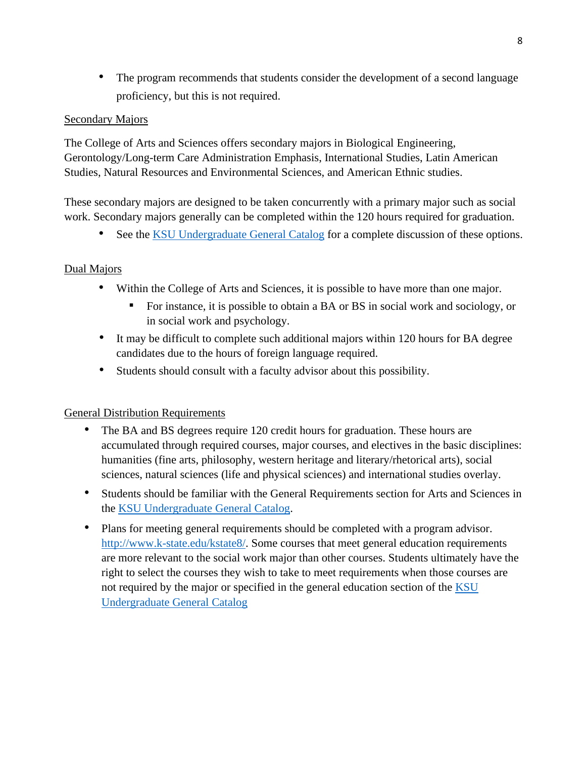- The program recommends that students consider the development of a second language proficiency, but this is not required.

### Secondary Majors

The College of Arts and Sciences offers secondary majors in Biological Engineering, Gerontology/Long-term Care Administration Emphasis, International Studies, Latin American Studies, Natural Resources and Environmental Sciences, and American Ethnic studies.

These secondary majors are designed to be taken concurrently with a primary major such as social work. Secondary majors generally can be completed within the 120 hours required for graduation.

- See the [KSU Undergraduate General Catalog]() for a complete discussion of these options.

### Dual Majors

- Within the College of Arts and Sciences, it is possible to have more than one major.
  - For instance, it is possible to obtain a BA or BS in social work and sociology, or in social work and psychology.
- It may be difficult to complete such additional majors within 120 hours for BA degree candidates due to the hours of foreign language required.
- Students should consult with a faculty advisor about this possibility.

### General Distribution Requirements

- The BA and BS degrees require 120 credit hours for graduation. These hours are accumulated through required courses, major courses, and electives in the basic disciplines: humanities (fine arts, philosophy, western heritage and literary/rhetorical arts), social sciences, natural sciences (life and physical sciences) and international studies overlay.
- Students should be familiar with the General Requirements section for Arts and Sciences in the [KSU Undergraduate General Catalog]().
- Plans for meeting general requirements should be completed with a program advisor. [http://www.k-state.edu/kstate8/](http://www.k-state.edu/kstate8/). Some courses that meet general education requirements are more relevant to the social work major than other courses. Students ultimately have the right to select the courses they wish to take to meet requirements when those courses are not required by the major or specified in the general education section of the [KSU Undergraduate General Catalog]()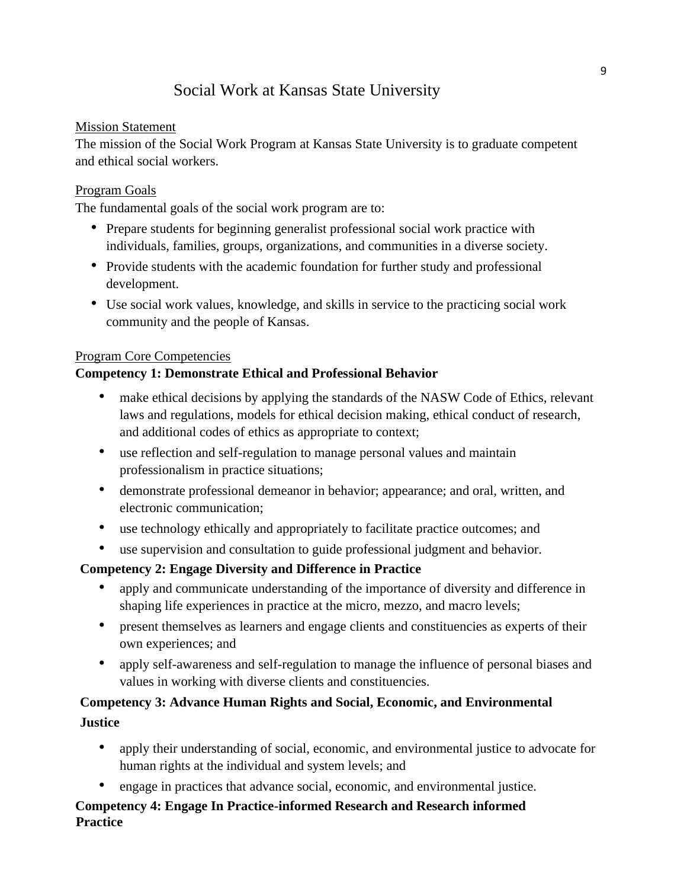# Social Work at Kansas State University

Mission Statement

The mission of the Social Work Program at Kansas State University is to graduate competent and ethical social workers.

Program Goals

The fundamental goals of the social work program are to:

- Prepare students for beginning generalist professional social work practice with individuals, families, groups, organizations, and communities in a diverse society.
- Provide students with the academic foundation for further study and professional development.
- Use social work values, knowledge, and skills in service to the practicing social work community and the people of Kansas.

Program Core Competencies

**Competency 1: Demonstrate Ethical and Professional Behavior**

- make ethical decisions by applying the standards of the NASW Code of Ethics, relevant laws and regulations, models for ethical decision making, ethical conduct of research, and additional codes of ethics as appropriate to context;
- use reflection and self-regulation to manage personal values and maintain professionalism in practice situations;
- demonstrate professional demeanor in behavior; appearance; and oral, written, and electronic communication;
- use technology ethically and appropriately to facilitate practice outcomes; and
- use supervision and consultation to guide professional judgment and behavior.

**Competency 2: Engage Diversity and Difference in Practice**

- apply and communicate understanding of the importance of diversity and difference in shaping life experiences in practice at the micro, mezzo, and macro levels;
- present themselves as learners and engage clients and constituencies as experts of their own experiences; and
- apply self-awareness and self-regulation to manage the influence of personal biases and values in working with diverse clients and constituencies.

**Competency 3: Advance Human Rights and Social, Economic, and Environmental Justice**

- apply their understanding of social, economic, and environmental justice to advocate for human rights at the individual and system levels; and
- engage in practices that advance social, economic, and environmental justice.

**Competency 4: Engage In Practice-informed Research and Research informed Practice**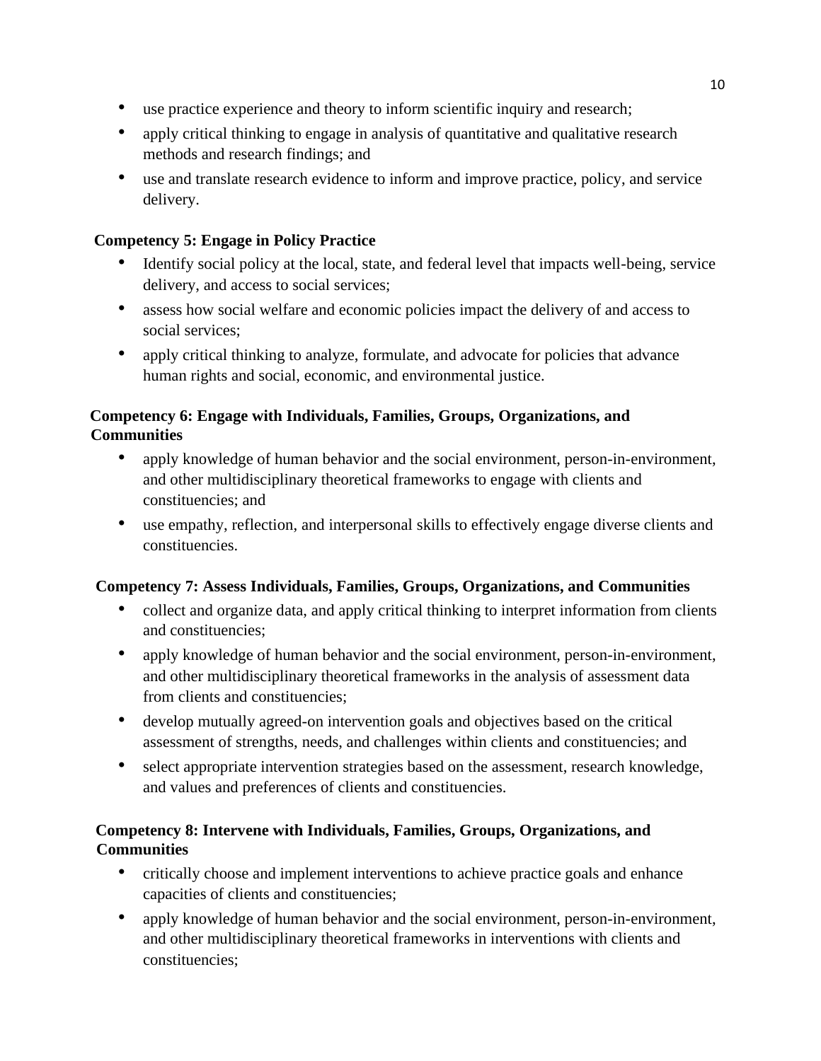- use practice experience and theory to inform scientific inquiry and research;
- apply critical thinking to engage in analysis of quantitative and qualitative research methods and research findings; and
- use and translate research evidence to inform and improve practice, policy, and service delivery.

**Competency 5: Engage in Policy Practice**

- Identify social policy at the local, state, and federal level that impacts well-being, service delivery, and access to social services;
- assess how social welfare and economic policies impact the delivery of and access to social services;
- apply critical thinking to analyze, formulate, and advocate for policies that advance human rights and social, economic, and environmental justice.

**Competency 6: Engage with Individuals, Families, Groups, Organizations, and Communities**

- apply knowledge of human behavior and the social environment, person-in-environment, and other multidisciplinary theoretical frameworks to engage with clients and constituencies; and
- use empathy, reflection, and interpersonal skills to effectively engage diverse clients and constituencies.

**Competency 7: Assess Individuals, Families, Groups, Organizations, and Communities**

- collect and organize data, and apply critical thinking to interpret information from clients and constituencies;
- apply knowledge of human behavior and the social environment, person-in-environment, and other multidisciplinary theoretical frameworks in the analysis of assessment data from clients and constituencies;
- develop mutually agreed-on intervention goals and objectives based on the critical assessment of strengths, needs, and challenges within clients and constituencies; and
- select appropriate intervention strategies based on the assessment, research knowledge, and values and preferences of clients and constituencies.

**Competency 8: Intervene with Individuals, Families, Groups, Organizations, and Communities**

- critically choose and implement interventions to achieve practice goals and enhance capacities of clients and constituencies;
- apply knowledge of human behavior and the social environment, person-in-environment, and other multidisciplinary theoretical frameworks in interventions with clients and constituencies;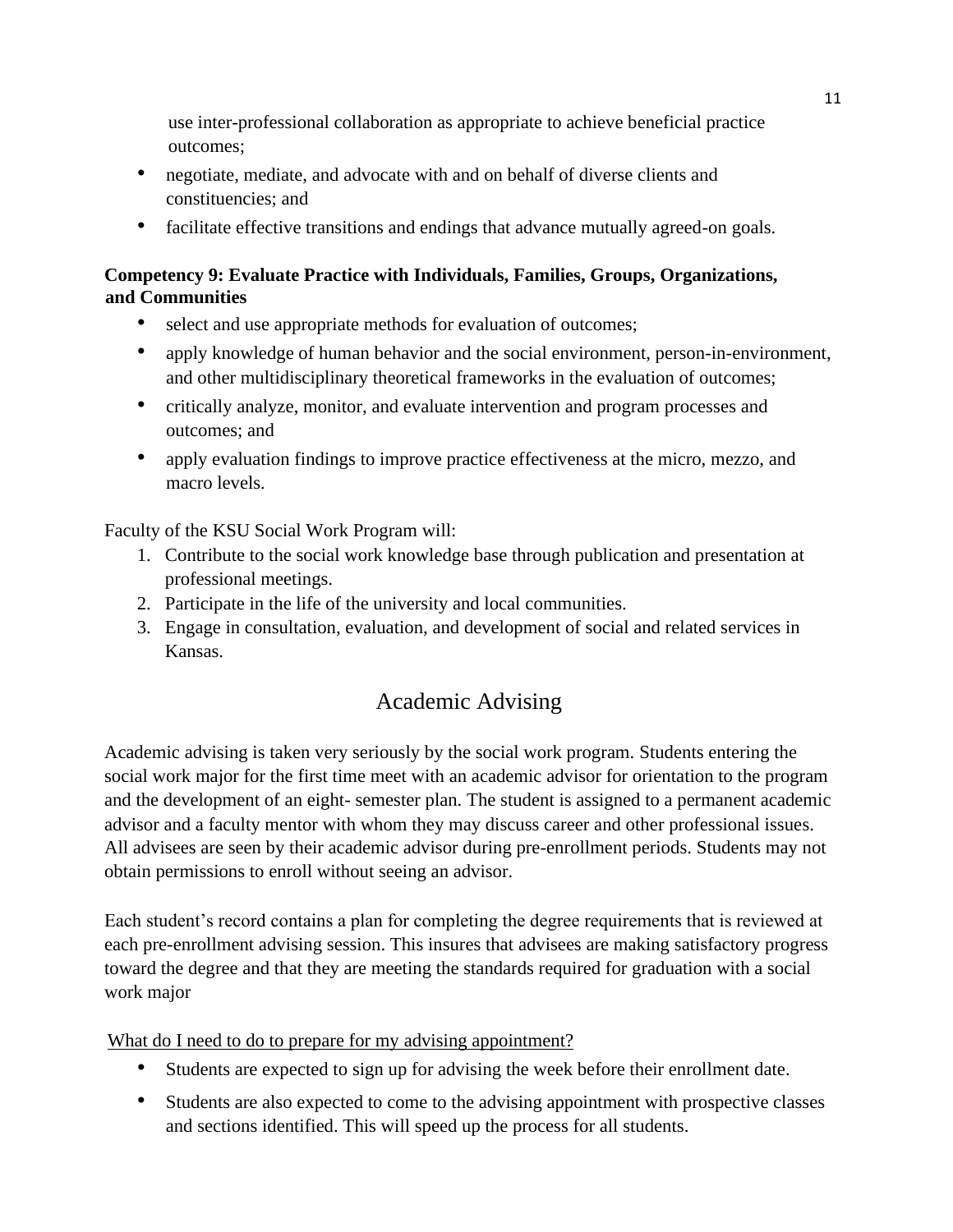use inter-professional collaboration as appropriate to achieve beneficial practice outcomes;

- negotiate, mediate, and advocate with and on behalf of diverse clients and constituencies; and
- facilitate effective transitions and endings that advance mutually agreed-on goals.

**Competency 9: Evaluate Practice with Individuals, Families, Groups, Organizations, and Communities**

- select and use appropriate methods for evaluation of outcomes;
- apply knowledge of human behavior and the social environment, person-in-environment, and other multidisciplinary theoretical frameworks in the evaluation of outcomes;
- critically analyze, monitor, and evaluate intervention and program processes and outcomes; and
- apply evaluation findings to improve practice effectiveness at the micro, mezzo, and macro levels.

Faculty of the KSU Social Work Program will:

1. Contribute to the social work knowledge base through publication and presentation at professional meetings.
2. Participate in the life of the university and local communities.
3. Engage in consultation, evaluation, and development of social and related services in Kansas.

## Academic Advising

Academic advising is taken very seriously by the social work program. Students entering the social work major for the first time meet with an academic advisor for orientation to the program and the development of an eight- semester plan. The student is assigned to a permanent academic advisor and a faculty mentor with whom they may discuss career and other professional issues. All advisees are seen by their academic advisor during pre-enrollment periods. Students may not obtain permissions to enroll without seeing an advisor.

Each student's record contains a plan for completing the degree requirements that is reviewed at each pre-enrollment advising session. This insures that advisees are making satisfactory progress toward the degree and that they are meeting the standards required for graduation with a social work major

<u>What do I need to do to prepare for my advising appointment?</u>

- Students are expected to sign up for advising the week before their enrollment date.
- Students are also expected to come to the advising appointment with prospective classes and sections identified. This will speed up the process for all students.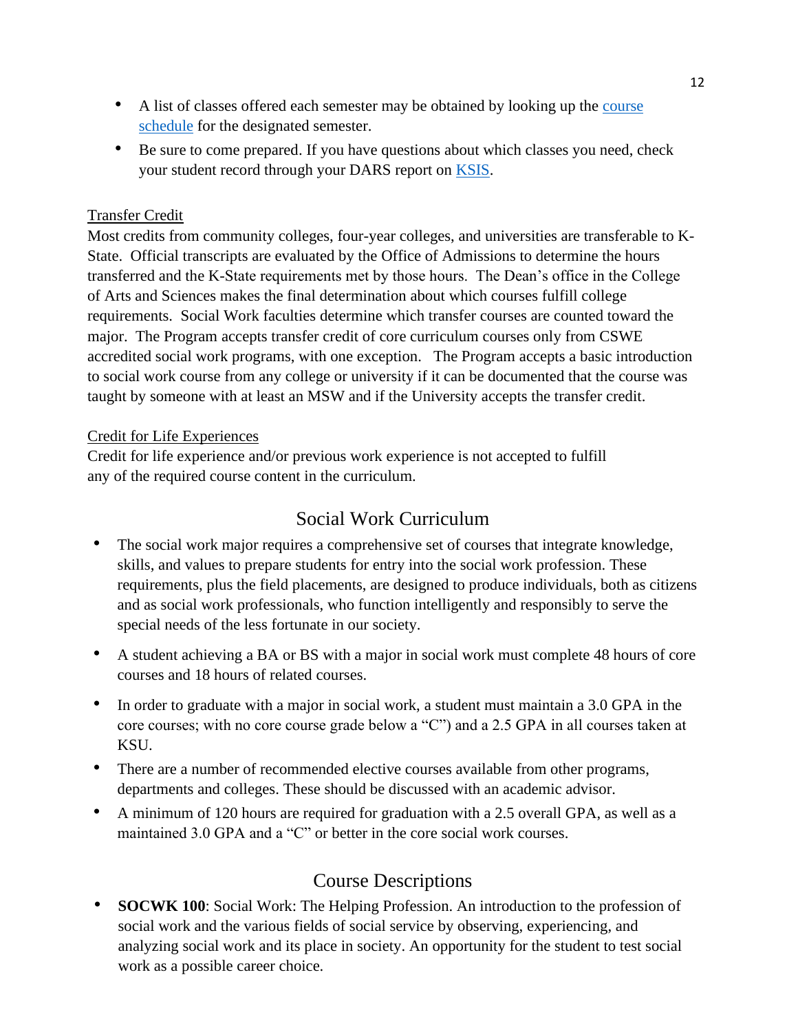- A list of classes offered each semester may be obtained by looking up the course schedule for the designated semester.
- Be sure to come prepared. If you have questions about which classes you need, check your student record through your DARS report on KSIS.

Transfer Credit

Most credits from community colleges, four-year colleges, and universities are transferable to K-State. Official transcripts are evaluated by the Office of Admissions to determine the hours transferred and the K-State requirements met by those hours. The Dean's office in the College of Arts and Sciences makes the final determination about which courses fulfill college requirements. Social Work faculties determine which transfer courses are counted toward the major. The Program accepts transfer credit of core curriculum courses only from CSWE accredited social work programs, with one exception. The Program accepts a basic introduction to social work course from any college or university if it can be documented that the course was taught by someone with at least an MSW and if the University accepts the transfer credit.

Credit for Life Experiences

Credit for life experience and/or previous work experience is not accepted to fulfill any of the required course content in the curriculum.

## Social Work Curriculum

- The social work major requires a comprehensive set of courses that integrate knowledge, skills, and values to prepare students for entry into the social work profession. These requirements, plus the field placements, are designed to produce individuals, both as citizens and as social work professionals, who function intelligently and responsibly to serve the special needs of the less fortunate in our society.
- A student achieving a BA or BS with a major in social work must complete 48 hours of core courses and 18 hours of related courses.
- In order to graduate with a major in social work, a student must maintain a 3.0 GPA in the core courses; with no core course grade below a "C") and a 2.5 GPA in all courses taken at KSU.
- There are a number of recommended elective courses available from other programs, departments and colleges. These should be discussed with an academic advisor.
- A minimum of 120 hours are required for graduation with a 2.5 overall GPA, as well as a maintained 3.0 GPA and a "C" or better in the core social work courses.

## Course Descriptions

- **SOCWK 100**: Social Work: The Helping Profession. An introduction to the profession of social work and the various fields of social service by observing, experiencing, and analyzing social work and its place in society. An opportunity for the student to test social work as a possible career choice.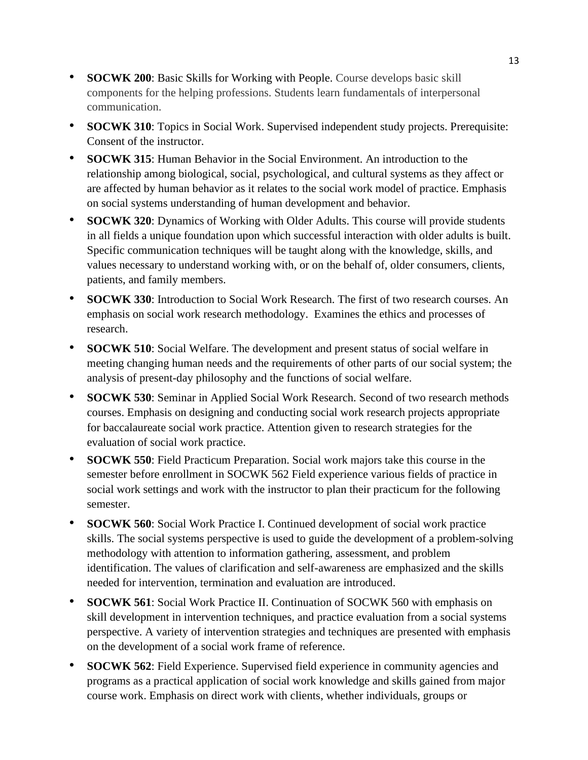- **SOCWK 200**: Basic Skills for Working with People. Course develops basic skill components for the helping professions. Students learn fundamentals of interpersonal communication.
- **SOCWK 310**: Topics in Social Work. Supervised independent study projects. Prerequisite: Consent of the instructor.
- **SOCWK 315**: Human Behavior in the Social Environment. An introduction to the relationship among biological, social, psychological, and cultural systems as they affect or are affected by human behavior as it relates to the social work model of practice. Emphasis on social systems understanding of human development and behavior.
- **SOCWK 320**: Dynamics of Working with Older Adults. This course will provide students in all fields a unique foundation upon which successful interaction with older adults is built. Specific communication techniques will be taught along with the knowledge, skills, and values necessary to understand working with, or on the behalf of, older consumers, clients, patients, and family members.
- **SOCWK 330**: Introduction to Social Work Research. The first of two research courses. An emphasis on social work research methodology. Examines the ethics and processes of research.
- **SOCWK 510**: Social Welfare. The development and present status of social welfare in meeting changing human needs and the requirements of other parts of our social system; the analysis of present-day philosophy and the functions of social welfare.
- **SOCWK 530**: Seminar in Applied Social Work Research. Second of two research methods courses. Emphasis on designing and conducting social work research projects appropriate for baccalaureate social work practice. Attention given to research strategies for the evaluation of social work practice.
- **SOCWK 550**: Field Practicum Preparation. Social work majors take this course in the semester before enrollment in SOCWK 562 Field experience various fields of practice in social work settings and work with the instructor to plan their practicum for the following semester.
- **SOCWK 560**: Social Work Practice I. Continued development of social work practice skills. The social systems perspective is used to guide the development of a problem-solving methodology with attention to information gathering, assessment, and problem identification. The values of clarification and self-awareness are emphasized and the skills needed for intervention, termination and evaluation are introduced.
- **SOCWK 561**: Social Work Practice II. Continuation of SOCWK 560 with emphasis on skill development in intervention techniques, and practice evaluation from a social systems perspective. A variety of intervention strategies and techniques are presented with emphasis on the development of a social work frame of reference.
- **SOCWK 562**: Field Experience. Supervised field experience in community agencies and programs as a practical application of social work knowledge and skills gained from major course work. Emphasis on direct work with clients, whether individuals, groups or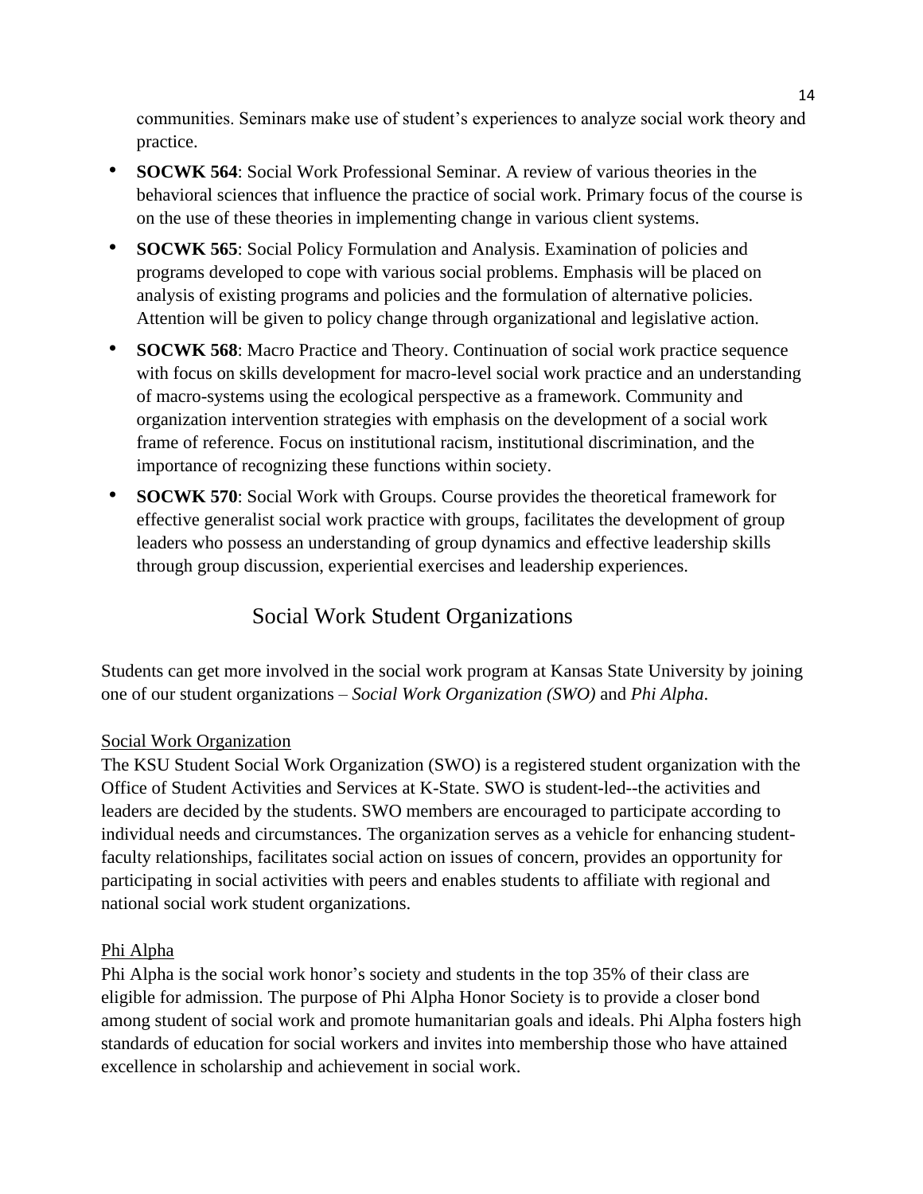communities. Seminars make use of student's experiences to analyze social work theory and practice.

- **SOCWK 564**: Social Work Professional Seminar. A review of various theories in the behavioral sciences that influence the practice of social work. Primary focus of the course is on the use of these theories in implementing change in various client systems.
- **SOCWK 565**: Social Policy Formulation and Analysis. Examination of policies and programs developed to cope with various social problems. Emphasis will be placed on analysis of existing programs and policies and the formulation of alternative policies. Attention will be given to policy change through organizational and legislative action.
- **SOCWK 568**: Macro Practice and Theory. Continuation of social work practice sequence with focus on skills development for macro-level social work practice and an understanding of macro-systems using the ecological perspective as a framework. Community and organization intervention strategies with emphasis on the development of a social work frame of reference. Focus on institutional racism, institutional discrimination, and the importance of recognizing these functions within society.
- **SOCWK 570**: Social Work with Groups. Course provides the theoretical framework for effective generalist social work practice with groups, facilitates the development of group leaders who possess an understanding of group dynamics and effective leadership skills through group discussion, experiential exercises and leadership experiences.

## Social Work Student Organizations

Students can get more involved in the social work program at Kansas State University by joining one of our student organizations – *Social Work Organization (SWO)* and *Phi Alpha*.

### Social Work Organization

The KSU Student Social Work Organization (SWO) is a registered student organization with the Office of Student Activities and Services at K-State. SWO is student-led--the activities and leaders are decided by the students. SWO members are encouraged to participate according to individual needs and circumstances. The organization serves as a vehicle for enhancing student-faculty relationships, facilitates social action on issues of concern, provides an opportunity for participating in social activities with peers and enables students to affiliate with regional and national social work student organizations.

### Phi Alpha

Phi Alpha is the social work honor's society and students in the top 35% of their class are eligible for admission. The purpose of Phi Alpha Honor Society is to provide a closer bond among student of social work and promote humanitarian goals and ideals. Phi Alpha fosters high standards of education for social workers and invites into membership those who have attained excellence in scholarship and achievement in social work.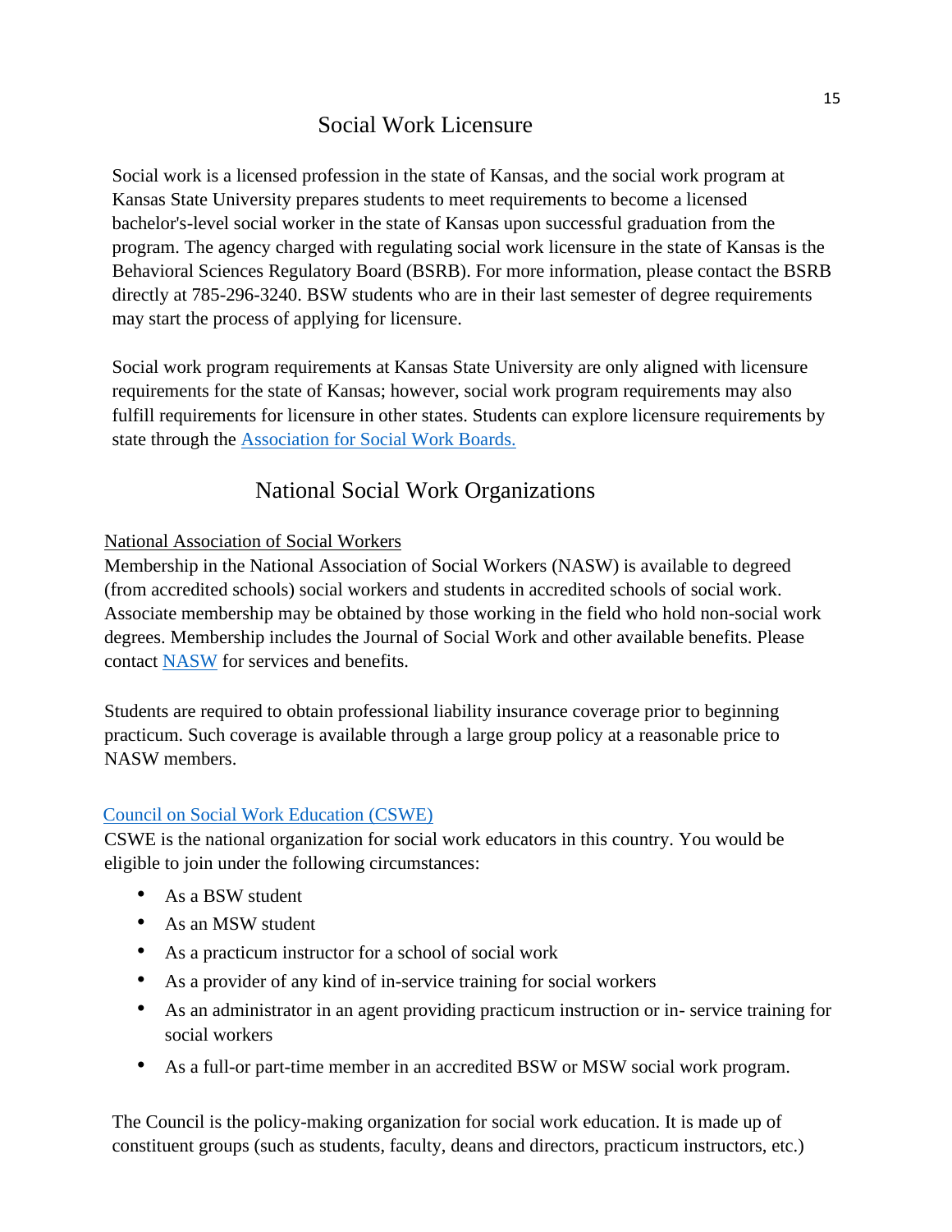## Social Work Licensure

Social work is a licensed profession in the state of Kansas, and the social work program at Kansas State University prepares students to meet requirements to become a licensed bachelor's-level social worker in the state of Kansas upon successful graduation from the program. The agency charged with regulating social work licensure in the state of Kansas is the Behavioral Sciences Regulatory Board (BSRB). For more information, please contact the BSRB directly at 785-296-3240. BSW students who are in their last semester of degree requirements may start the process of applying for licensure.

Social work program requirements at Kansas State University are only aligned with licensure requirements for the state of Kansas; however, social work program requirements may also fulfill requirements for licensure in other states. Students can explore licensure requirements by state through the Association for Social Work Boards.

## National Social Work Organizations

National Association of Social Workers

Membership in the National Association of Social Workers (NASW) is available to degreed (from accredited schools) social workers and students in accredited schools of social work. Associate membership may be obtained by those working in the field who hold non-social work degrees. Membership includes the Journal of Social Work and other available benefits. Please contact NASW for services and benefits.

Students are required to obtain professional liability insurance coverage prior to beginning practicum. Such coverage is available through a large group policy at a reasonable price to NASW members.

Council on Social Work Education (CSWE)

CSWE is the national organization for social work educators in this country. You would be eligible to join under the following circumstances:

- As a BSW student
- As an MSW student
- As a practicum instructor for a school of social work
- As a provider of any kind of in-service training for social workers
- As an administrator in an agent providing practicum instruction or in- service training for social workers
- As a full-or part-time member in an accredited BSW or MSW social work program.

The Council is the policy-making organization for social work education. It is made up of constituent groups (such as students, faculty, deans and directors, practicum instructors, etc.)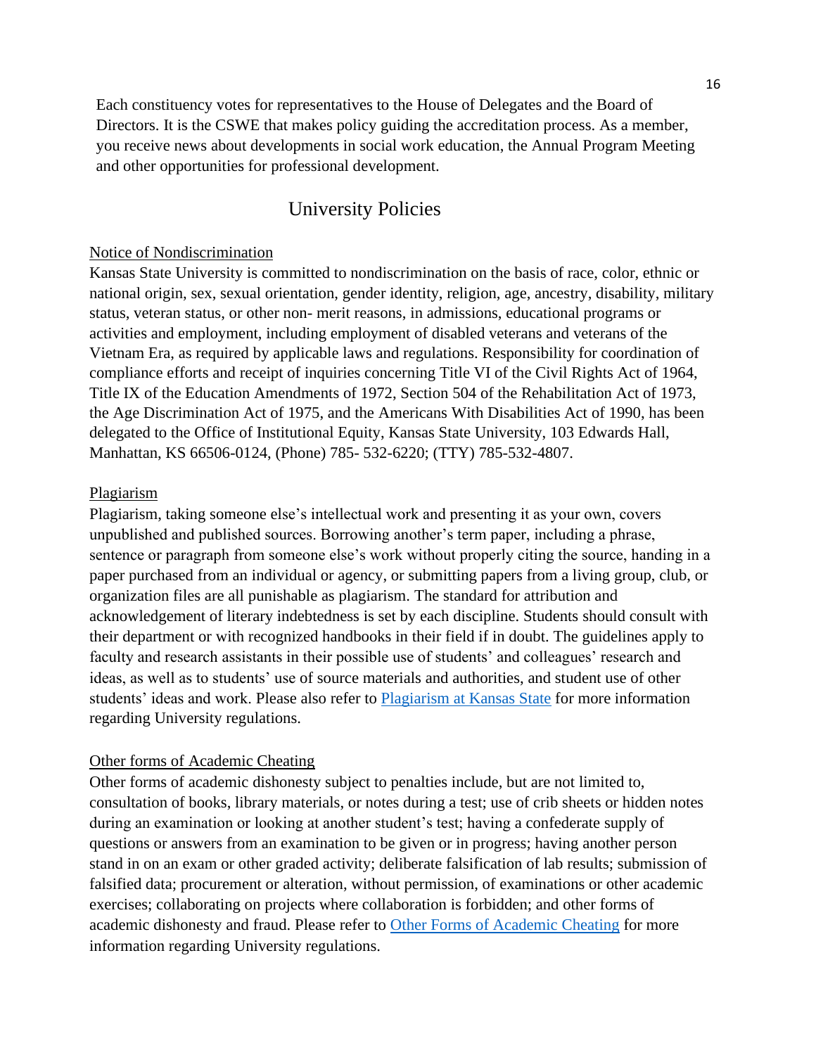Each constituency votes for representatives to the House of Delegates and the Board of Directors. It is the CSWE that makes policy guiding the accreditation process. As a member, you receive news about developments in social work education, the Annual Program Meeting and other opportunities for professional development.

## University Policies

### Notice of Nondiscrimination

Kansas State University is committed to nondiscrimination on the basis of race, color, ethnic or national origin, sex, sexual orientation, gender identity, religion, age, ancestry, disability, military status, veteran status, or other non- merit reasons, in admissions, educational programs or activities and employment, including employment of disabled veterans and veterans of the Vietnam Era, as required by applicable laws and regulations. Responsibility for coordination of compliance efforts and receipt of inquiries concerning Title VI of the Civil Rights Act of 1964, Title IX of the Education Amendments of 1972, Section 504 of the Rehabilitation Act of 1973, the Age Discrimination Act of 1975, and the Americans With Disabilities Act of 1990, has been delegated to the Office of Institutional Equity, Kansas State University, 103 Edwards Hall, Manhattan, KS 66506-0124, (Phone) 785- 532-6220; (TTY) 785-532-4807.

### Plagiarism

Plagiarism, taking someone else's intellectual work and presenting it as your own, covers unpublished and published sources. Borrowing another's term paper, including a phrase, sentence or paragraph from someone else's work without properly citing the source, handing in a paper purchased from an individual or agency, or submitting papers from a living group, club, or organization files are all punishable as plagiarism. The standard for attribution and acknowledgement of literary indebtedness is set by each discipline. Students should consult with their department or with recognized handbooks in their field if in doubt. The guidelines apply to faculty and research assistants in their possible use of students' and colleagues' research and ideas, as well as to students' use of source materials and authorities, and student use of other students' ideas and work. Please also refer to Plagiarism at Kansas State for more information regarding University regulations.

### Other forms of Academic Cheating

Other forms of academic dishonesty subject to penalties include, but are not limited to, consultation of books, library materials, or notes during a test; use of crib sheets or hidden notes during an examination or looking at another student's test; having a confederate supply of questions or answers from an examination to be given or in progress; having another person stand in on an exam or other graded activity; deliberate falsification of lab results; submission of falsified data; procurement or alteration, without permission, of examinations or other academic exercises; collaborating on projects where collaboration is forbidden; and other forms of academic dishonesty and fraud. Please refer to Other Forms of Academic Cheating for more information regarding University regulations.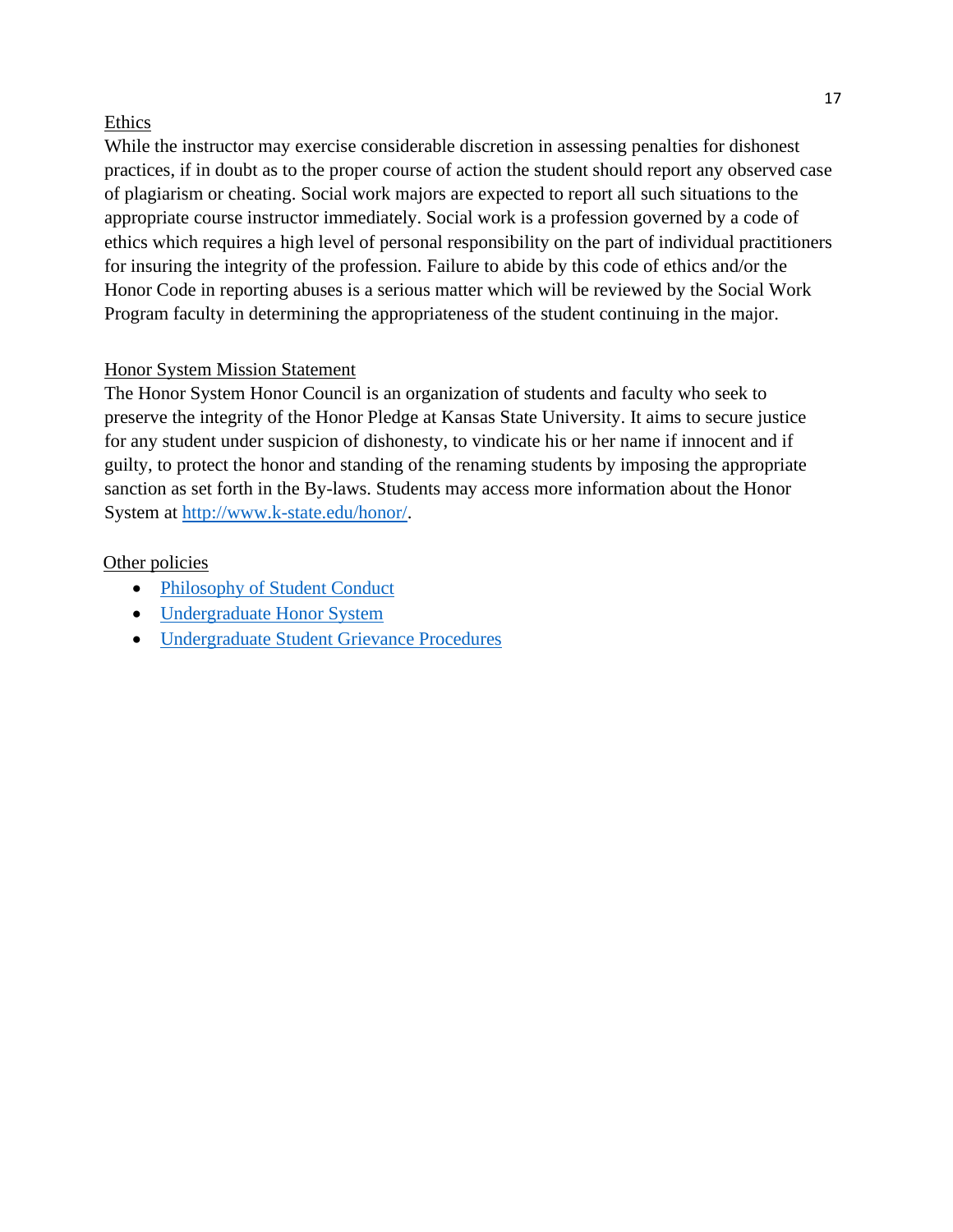## Ethics

While the instructor may exercise considerable discretion in assessing penalties for dishonest practices, if in doubt as to the proper course of action the student should report any observed case of plagiarism or cheating. Social work majors are expected to report all such situations to the appropriate course instructor immediately. Social work is a profession governed by a code of ethics which requires a high level of personal responsibility on the part of individual practitioners for insuring the integrity of the profession. Failure to abide by this code of ethics and/or the Honor Code in reporting abuses is a serious matter which will be reviewed by the Social Work Program faculty in determining the appropriateness of the student continuing in the major.

## Honor System Mission Statement

The Honor System Honor Council is an organization of students and faculty who seek to preserve the integrity of the Honor Pledge at Kansas State University. It aims to secure justice for any student under suspicion of dishonesty, to vindicate his or her name if innocent and if guilty, to protect the honor and standing of the renaming students by imposing the appropriate sanction as set forth in the By-laws. Students may access more information about the Honor System at http://www.k-state.edu/honor/.

## Other policies

- Philosophy of Student Conduct
- Undergraduate Honor System
- Undergraduate Student Grievance Procedures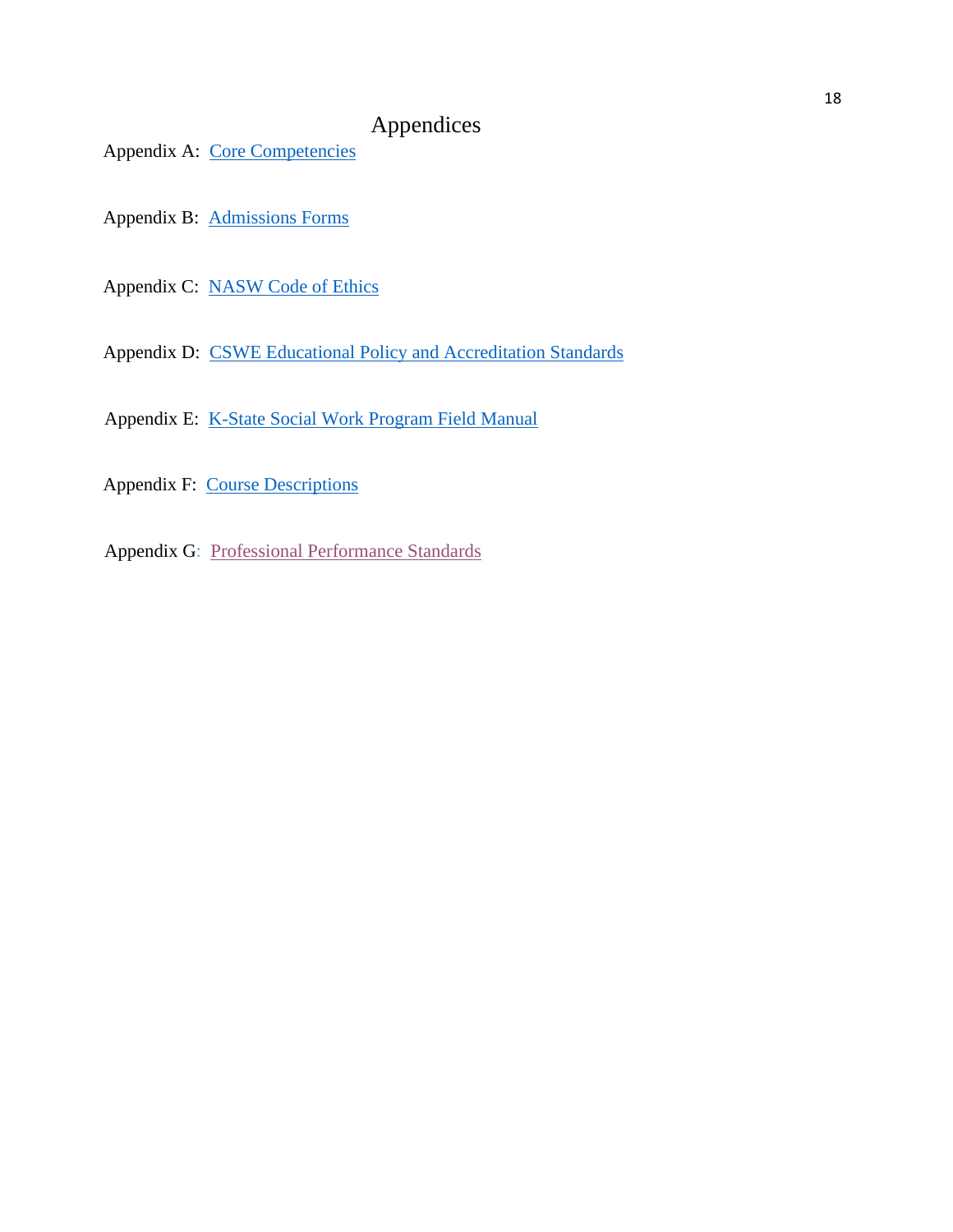# Appendices

Appendix A: Core Competencies

Appendix B: Admissions Forms

Appendix C: NASW Code of Ethics

Appendix D: CSWE Educational Policy and Accreditation Standards

Appendix E: K-State Social Work Program Field Manual

Appendix F: Course Descriptions

Appendix G: Professional Performance Standards